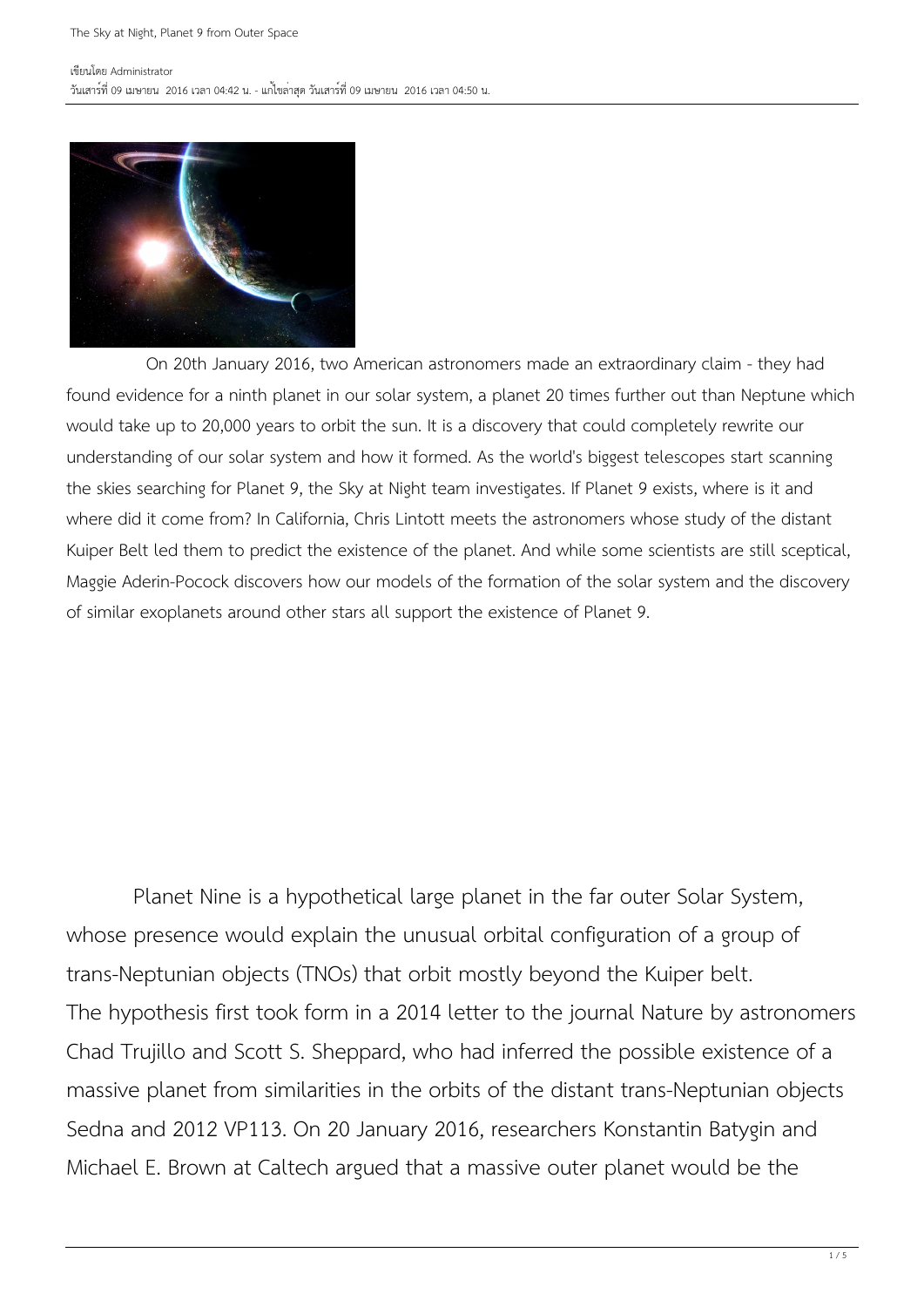เขียนโดย Administrator
วันเสาร์ที่ 09 เมษายน 2016 เวลา 04:42 น. - แก้ไขล่าสุด วันเสาร์ที่ 09 เมษายน 2016 เวลา 04:50 น.

On 20th January 2016, two American astronomers made an extraordinary claim - they had found evidence for a ninth planet in our solar system, a planet 20 times further out than Neptune which would take up to 20,000 years to orbit the sun. It is a discovery that could completely rewrite our understanding of our solar system and how it formed. As the world's biggest telescopes start scanning the skies searching for Planet 9, the Sky at Night team investigates. If Planet 9 exists, where is it and where did it come from? In California, Chris Lintott meets the astronomers whose study of the distant Kuiper Belt led them to predict the existence of the planet. And while some scientists are still sceptical, Maggie Aderin-Pocock discovers how our models of the formation of the solar system and the discovery of similar exoplanets around other stars all support the existence of Planet 9.

Planet Nine is a hypothetical large planet in the far outer Solar System, whose presence would explain the unusual orbital configuration of a group of trans-Neptunian objects (TNOs) that orbit mostly beyond the Kuiper belt.
The hypothesis first took form in a 2014 letter to the journal Nature by astronomers Chad Trujillo and Scott S. Sheppard, who had inferred the possible existence of a massive planet from similarities in the orbits of the distant trans-Neptunian objects Sedna and 2012 VP113. On 20 January 2016, researchers Konstantin Batygin and Michael E. Brown at Caltech argued that a massive outer planet would be the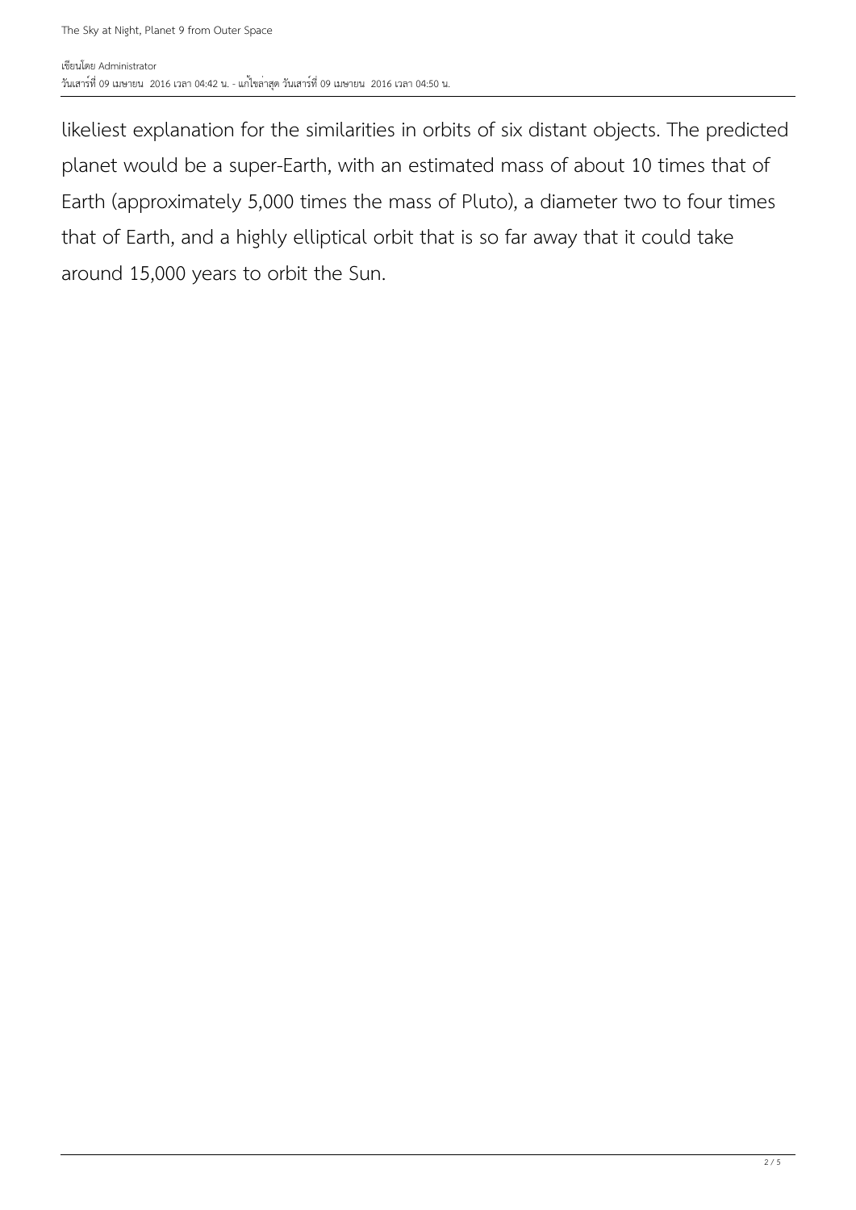likeliest explanation for the similarities in orbits of six distant objects. The predicted planet would be a super-Earth, with an estimated mass of about 10 times that of Earth (approximately 5,000 times the mass of Pluto), a diameter two to four times that of Earth, and a highly elliptical orbit that is so far away that it could take around 15,000 years to orbit the Sun.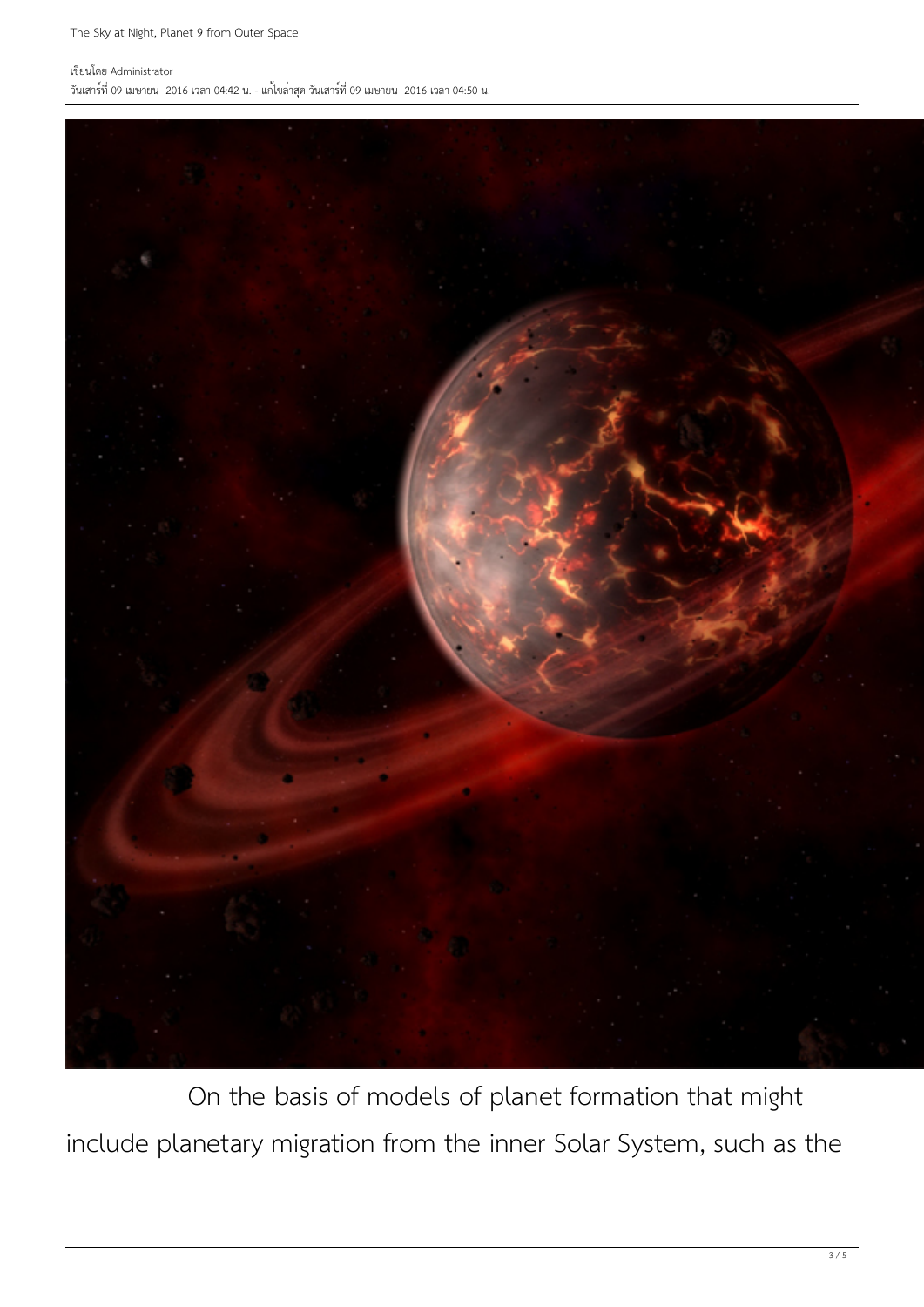On the basis of models of planet formation that might include planetary migration from the inner Solar System, such as the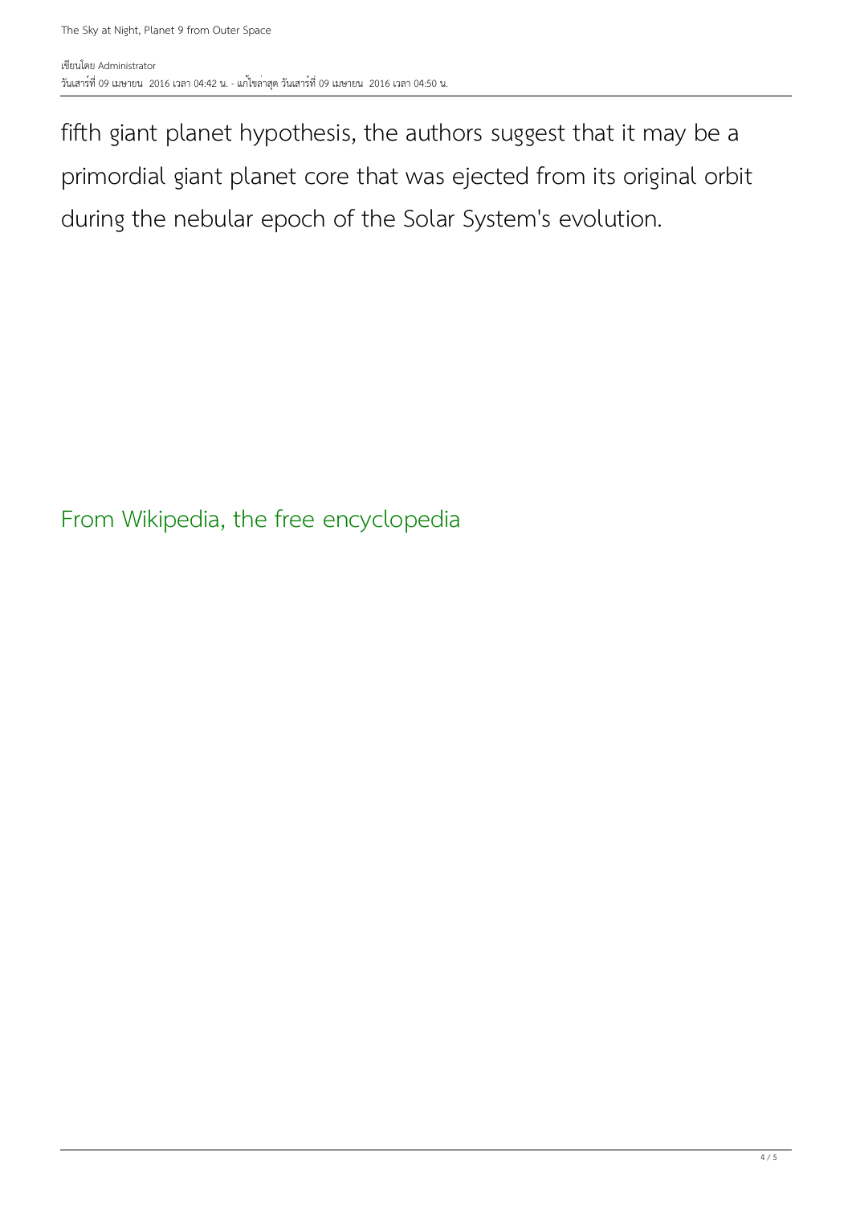fifth giant planet hypothesis, the authors suggest that it may be a primordial giant planet core that was ejected from its original orbit during the nebular epoch of the Solar System's evolution.

From Wikipedia, the free encyclopedia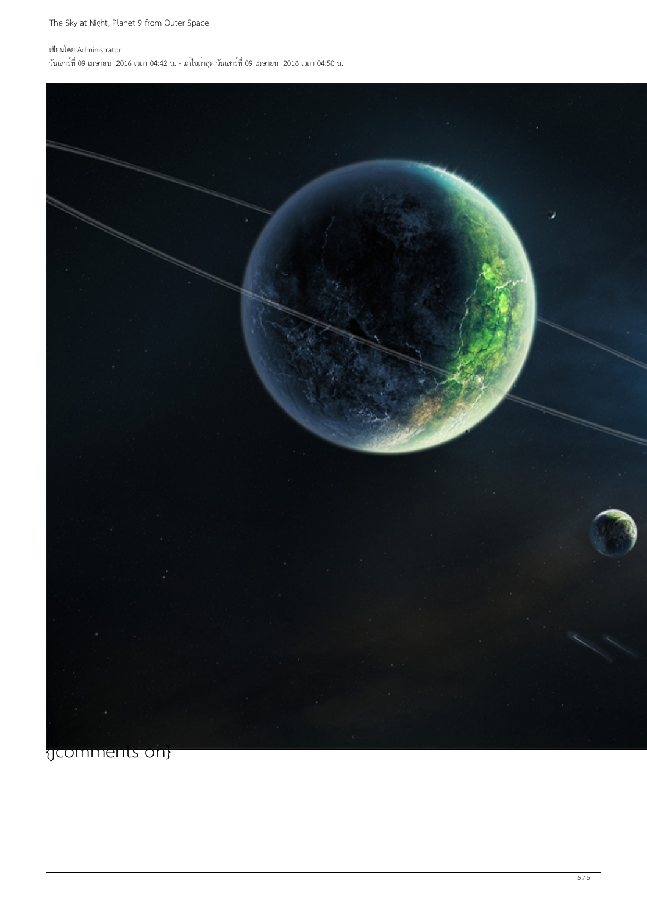{jcomments on}